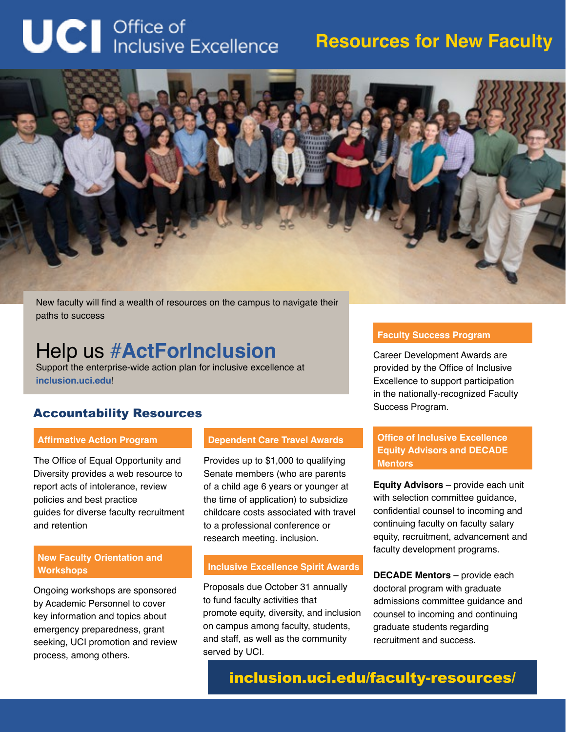# UCI Office of Inclusive Excellence

## Resources for New Faculty

New faculty will find a wealth of resources on the campus to navigate their paths to success

## Help us #ActForInclusion

Support the enterprise-wide action plan for inclusive excellence at **inclusion.uci.edu**!

## Accountability Resources

### Affirmative Action Program

The Office of Equal Opportunity and Diversity provides a web resource to report acts of intolerance, review policies and best practice guides for diverse faculty recruitment and retention

### New Faculty Orientation and Workshops

Ongoing workshops are sponsored by Academic Personnel to cover key information and topics about emergency preparedness, grant seeking, UCI promotion and review process, among others.

### Dependent Care Travel Awards

Provides up to $1,000 to qualifying Senate members (who are parents of a child age 6 years or younger at the time of application) to subsidize childcare costs associated with travel to a professional conference or research meeting. inclusion.

### Inclusive Excellence Spirit Awards

Proposals due October 31 annually to fund faculty activities that promote equity, diversity, and inclusion on campus among faculty, students, and staff, as well as the community served by UCI.

### Faculty Success Program

Career Development Awards are provided by the Office of Inclusive Excellence to support participation in the nationally-recognized Faculty Success Program.

### Office of Inclusive Excellence Equity Advisors and DECADE Mentors

**Equity Advisors** – provide each unit with selection committee guidance, confidential counsel to incoming and continuing faculty on faculty salary equity, recruitment, advancement and faculty development programs.

**DECADE Mentors** – provide each doctoral program with graduate admissions committee guidance and counsel to incoming and continuing graduate students regarding recruitment and success.

**inclusion.uci.edu/faculty-resources/**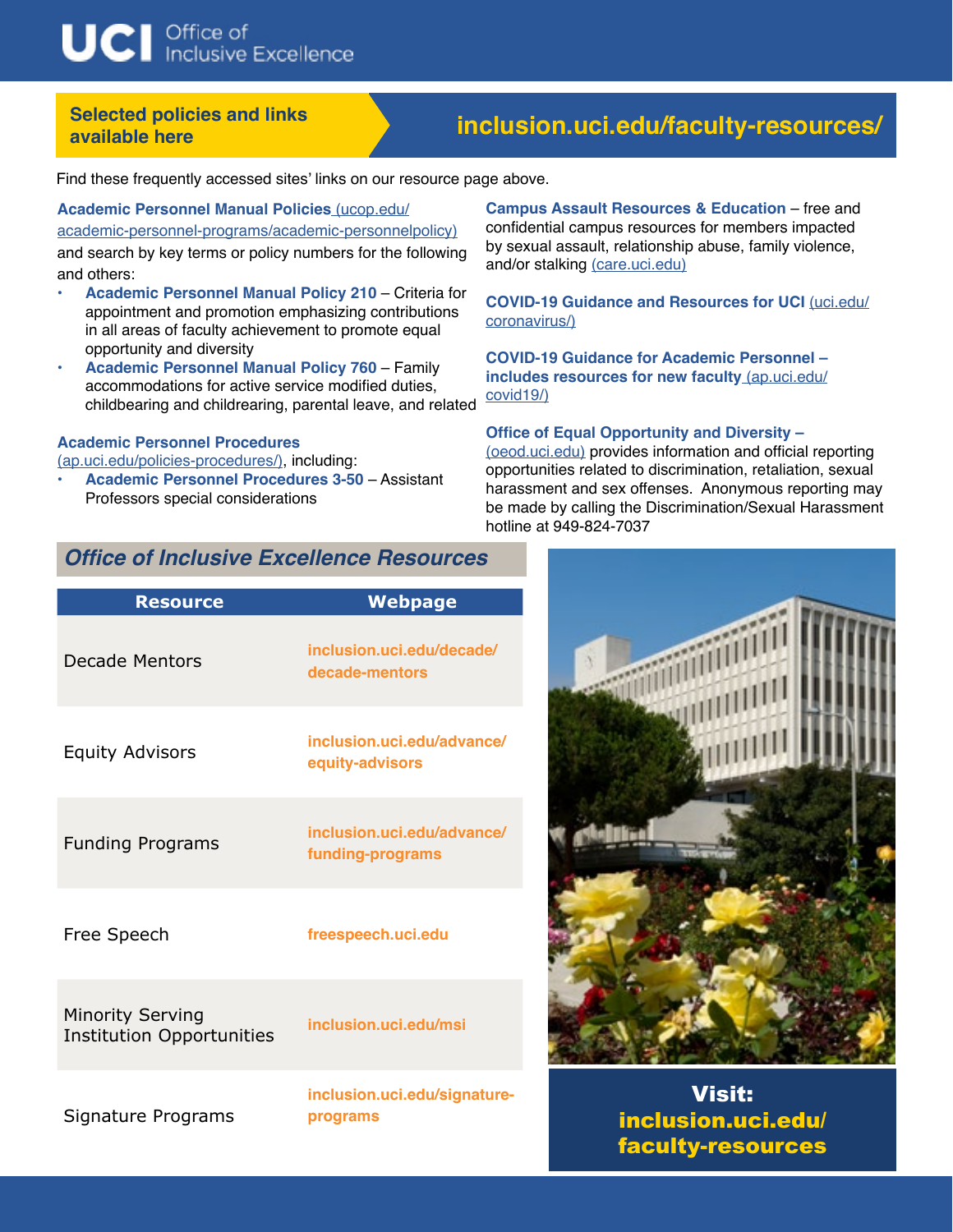UCI Office of Inclusive Excellence

**Selected policies and links available here** — **inclusion.uci.edu/faculty-resources/**

Find these frequently accessed sites' links on our resource page above.

**Academic Personnel Manual Policies** (ucop.edu/academic-personnel-programs/academic-personnelpolicy) and search by key terms or policy numbers for the following and others:

- **Academic Personnel Manual Policy 210** – Criteria for appointment and promotion emphasizing contributions in all areas of faculty achievement to promote equal opportunity and diversity
- **Academic Personnel Manual Policy 760** – Family accommodations for active service modified duties, childbearing and childrearing, parental leave, and related

**Academic Personnel Procedures** (ap.uci.edu/policies-procedures/), including:

- **Academic Personnel Procedures 3-50** – Assistant Professors special considerations

**Campus Assault Resources & Education** – free and confidential campus resources for members impacted by sexual assault, relationship abuse, family violence, and/or stalking (care.uci.edu)

**COVID-19 Guidance and Resources for UCI** (uci.edu/coronavirus/)

**COVID-19 Guidance for Academic Personnel – includes resources for new faculty** (ap.uci.edu/covid19/)

**Office of Equal Opportunity and Diversity –** (oeod.uci.edu) provides information and official reporting opportunities related to discrimination, retaliation, sexual harassment and sex offenses. Anonymous reporting may be made by calling the Discrimination/Sexual Harassment hotline at 949-824-7037

## *Office of Inclusive Excellence Resources*

| Resource | Webpage |
|---|---|
| Decade Mentors | inclusion.uci.edu/decade/decade-mentors |
| Equity Advisors | inclusion.uci.edu/advance/equity-advisors |
| Funding Programs | inclusion.uci.edu/advance/funding-programs |
| Free Speech | freespeech.uci.edu |
| Minority Serving Institution Opportunities | inclusion.uci.edu/msi |
| Signature Programs | inclusion.uci.edu/signature-programs |

**Visit: inclusion.uci.edu/faculty-resources**